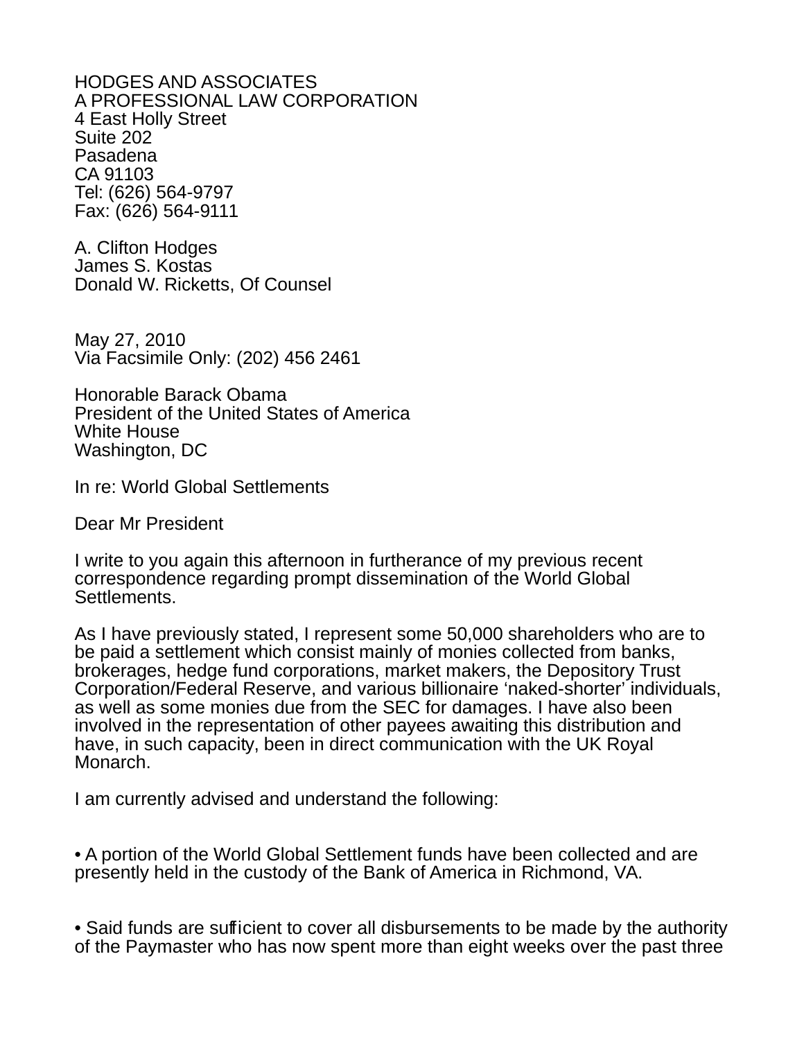HODGES AND ASSOCIATES
A PROFESSIONAL LAW CORPORATION
4 East Holly Street
Suite 202
Pasadena
CA 91103
Tel: (626) 564-9797
Fax: (626) 564-9111

A. Clifton Hodges
James S. Kostas
Donald W. Ricketts, Of Counsel

May 27, 2010
Via Facsimile Only: (202) 456 2461

Honorable Barack Obama
President of the United States of America
White House
Washington, DC

In re: World Global Settlements

Dear Mr President

I write to you again this afternoon in furtherance of my previous recent correspondence regarding prompt dissemination of the World Global Settlements.

As I have previously stated, I represent some 50,000 shareholders who are to be paid a settlement which consist mainly of monies collected from banks, brokerages, hedge fund corporations, market makers, the Depository Trust Corporation/Federal Reserve, and various billionaire 'naked-shorter' individuals, as well as some monies due from the SEC for damages. I have also been involved in the representation of other payees awaiting this distribution and have, in such capacity, been in direct communication with the UK Royal Monarch.

I am currently advised and understand the following:

- A portion of the World Global Settlement funds have been collected and are presently held in the custody of the Bank of America in Richmond, VA.

- Said funds are sufficient to cover all disbursements to be made by the authority of the Paymaster who has now spent more than eight weeks over the past three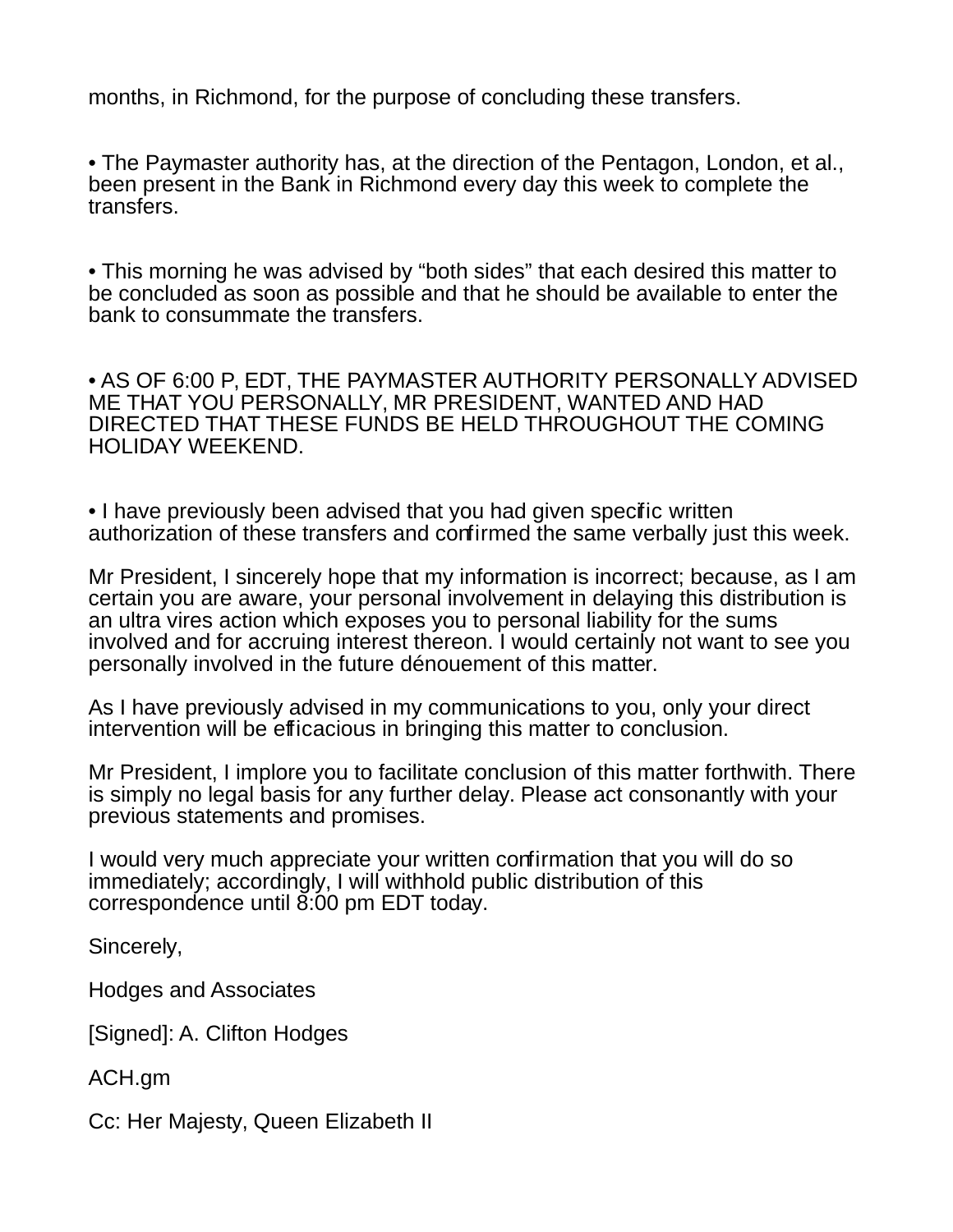months, in Richmond, for the purpose of concluding these transfers.

- The Paymaster authority has, at the direction of the Pentagon, London, et al., been present in the Bank in Richmond every day this week to complete the transfers.

- This morning he was advised by “both sides” that each desired this matter to be concluded as soon as possible and that he should be available to enter the bank to consummate the transfers.

- AS OF 6:00 P, EDT, THE PAYMASTER AUTHORITY PERSONALLY ADVISED ME THAT YOU PERSONALLY, MR PRESIDENT, WANTED AND HAD DIRECTED THAT THESE FUNDS BE HELD THROUGHOUT THE COMING HOLIDAY WEEKEND.

- I have previously been advised that you had given specific written authorization of these transfers and confirmed the same verbally just this week.

Mr President, I sincerely hope that my information is incorrect; because, as I am certain you are aware, your personal involvement in delaying this distribution is an ultra vires action which exposes you to personal liability for the sums involved and for accruing interest thereon. I would certainly not want to see you personally involved in the future dénouement of this matter.

As I have previously advised in my communications to you, only your direct intervention will be efficacious in bringing this matter to conclusion.

Mr President, I implore you to facilitate conclusion of this matter forthwith. There is simply no legal basis for any further delay. Please act consonantly with your previous statements and promises.

I would very much appreciate your written confirmation that you will do so immediately; accordingly, I will withhold public distribution of this correspondence until 8:00 pm EDT today.

Sincerely,

Hodges and Associates

[Signed]: A. Clifton Hodges

ACH.gm

Cc: Her Majesty, Queen Elizabeth II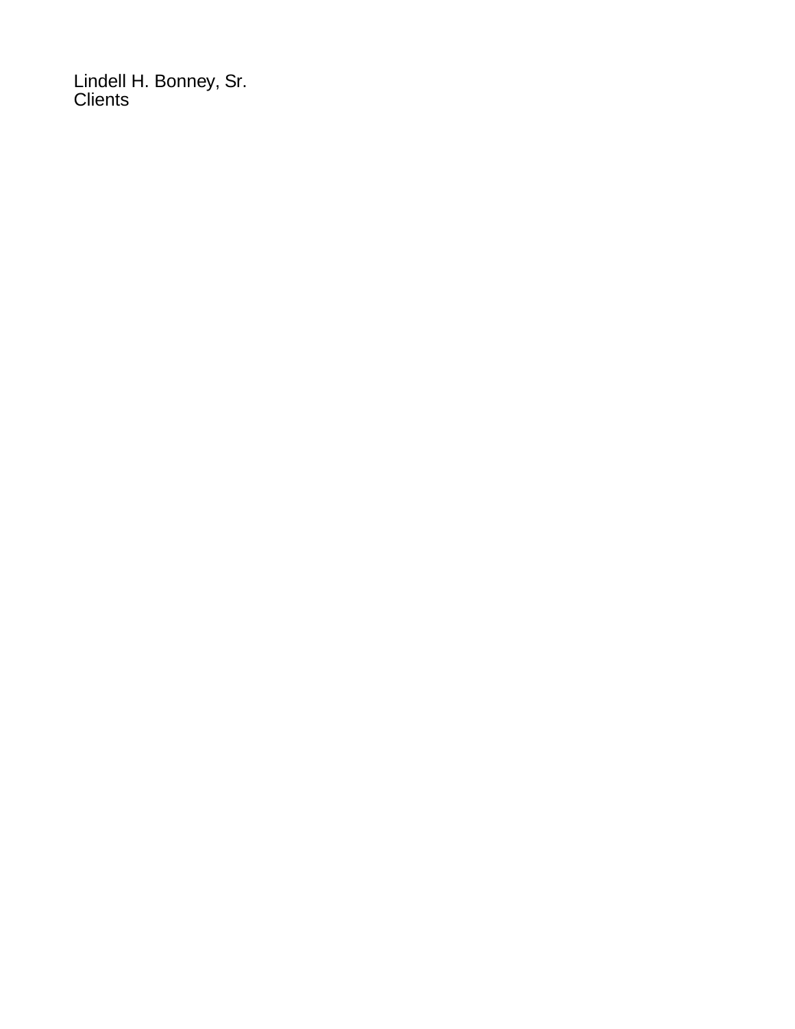Lindell H. Bonney, Sr.
Clients